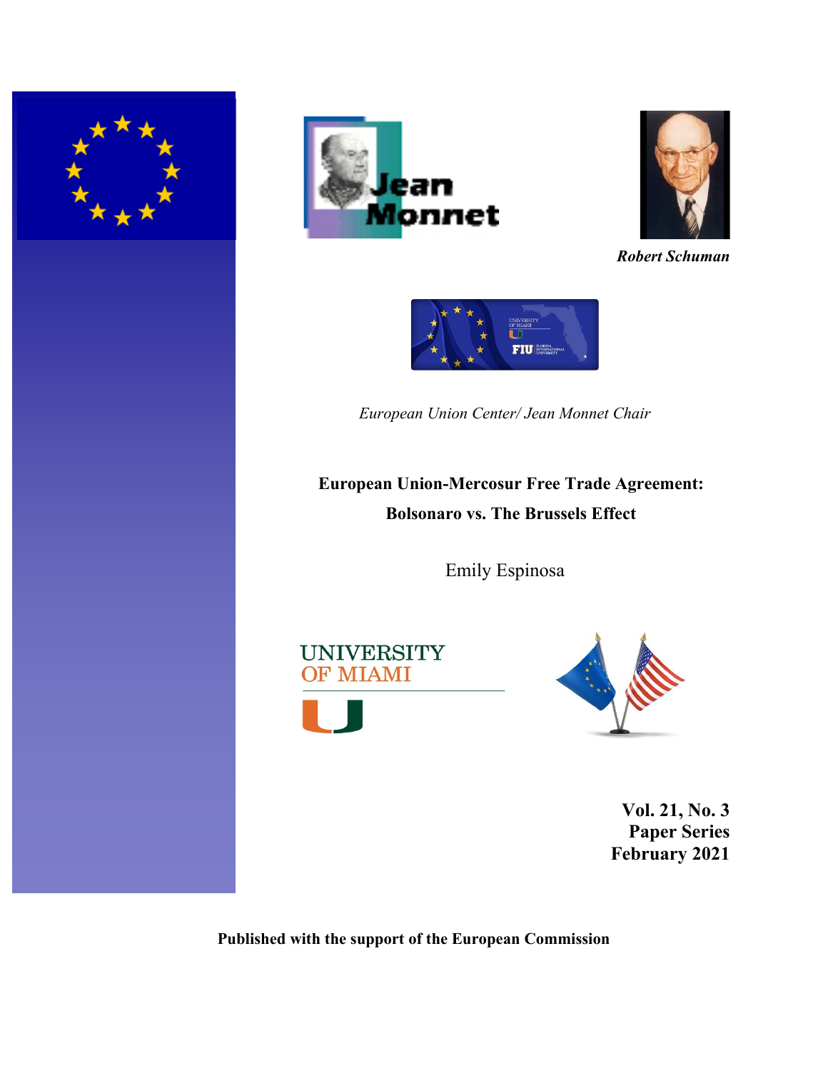Jean Monnet

*Robert Schuman*

*European Union Center/ Jean Monnet Chair*

# European Union-Mercosur Free Trade Agreement: Bolsonaro vs. The Brussels Effect

Emily Espinosa

UNIVERSITY OF MIAMI

**Vol. 21, No. 3**
**Paper Series**
**February 2021**

**Published with the support of the European Commission**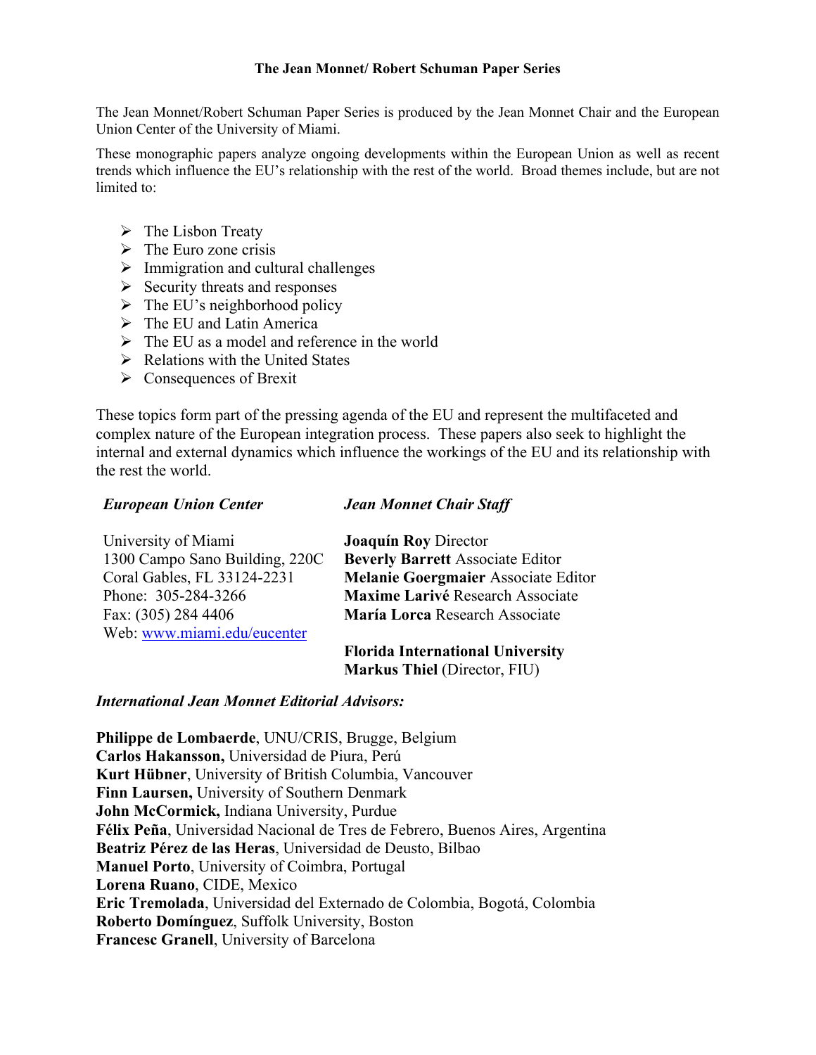# The Jean Monnet/ Robert Schuman Paper Series

The Jean Monnet/Robert Schuman Paper Series is produced by the Jean Monnet Chair and the European Union Center of the University of Miami.

These monographic papers analyze ongoing developments within the European Union as well as recent trends which influence the EU's relationship with the rest of the world. Broad themes include, but are not limited to:

- The Lisbon Treaty
- The Euro zone crisis
- Immigration and cultural challenges
- Security threats and responses
- The EU's neighborhood policy
- The EU and Latin America
- The EU as a model and reference in the world
- Relations with the United States
- Consequences of Brexit

These topics form part of the pressing agenda of the EU and represent the multifaceted and complex nature of the European integration process. These papers also seek to highlight the internal and external dynamics which influence the workings of the EU and its relationship with the rest the world.

***European Union Center***

University of Miami
1300 Campo Sano Building, 220C
Coral Gables, FL 33124-2231
Phone: 305-284-3266
Fax: (305) 284 4406
Web: www.miami.edu/eucenter

***Jean Monnet Chair Staff***

**Joaquín Roy** Director
**Beverly Barrett** Associate Editor
**Melanie Goergmaier** Associate Editor
**Maxime Larivé** Research Associate
**María Lorca** Research Associate

**Florida International University**
**Markus Thiel** (Director, FIU)

***International Jean Monnet Editorial Advisors:***

**Philippe de Lombaerde**, UNU/CRIS, Brugge, Belgium
**Carlos Hakansson,** Universidad de Piura, Perú
**Kurt Hübner**, University of British Columbia, Vancouver
**Finn Laursen,** University of Southern Denmark
**John McCormick,** Indiana University, Purdue
**Félix Peña**, Universidad Nacional de Tres de Febrero, Buenos Aires, Argentina
**Beatriz Pérez de las Heras**, Universidad de Deusto, Bilbao
**Manuel Porto**, University of Coimbra, Portugal
**Lorena Ruano**, CIDE, Mexico
**Eric Tremolada**, Universidad del Externado de Colombia, Bogotá, Colombia
**Roberto Domínguez**, Suffolk University, Boston
**Francesc Granell**, University of Barcelona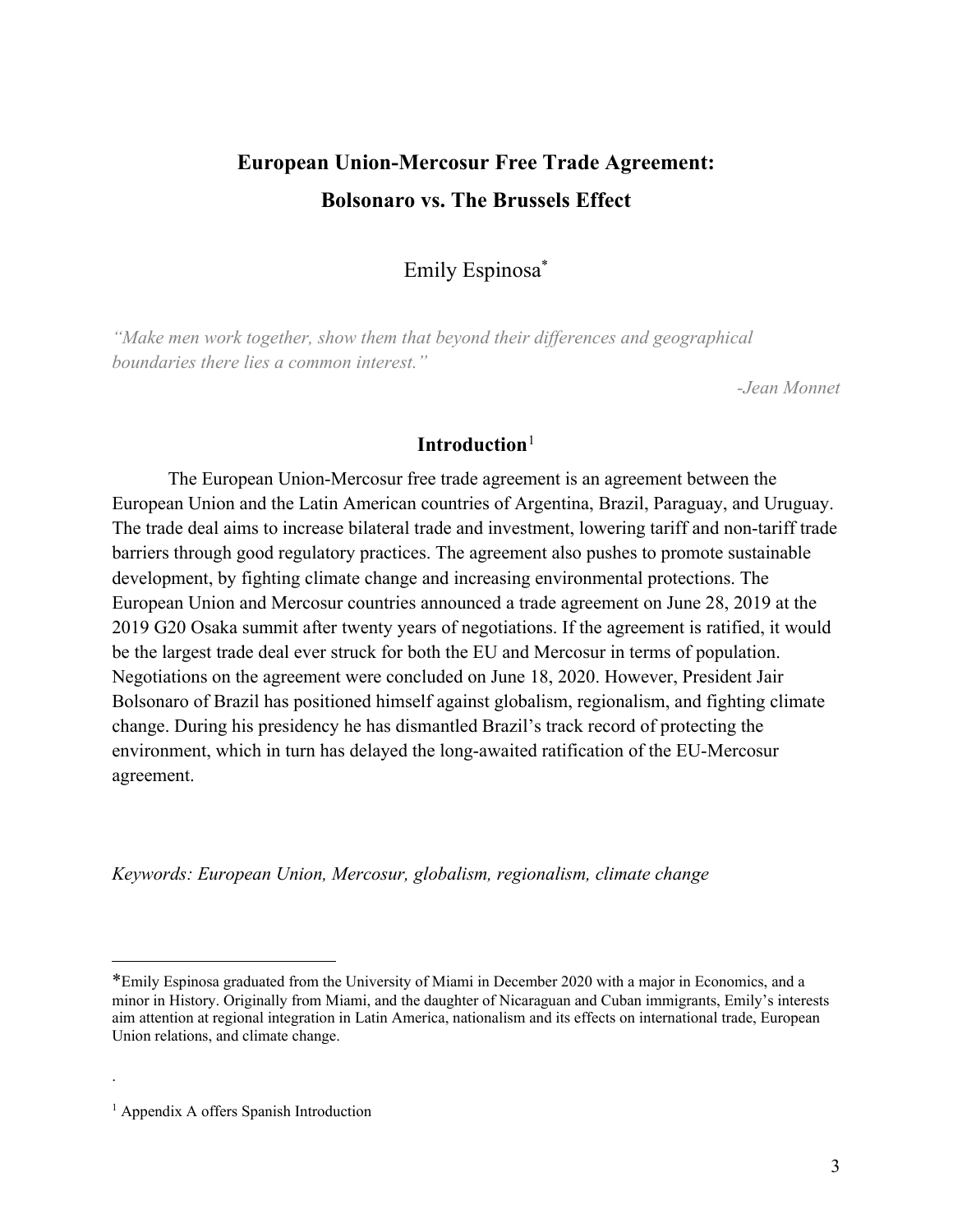# European Union-Mercosur Free Trade Agreement:
# Bolsonaro vs. The Brussels Effect

Emily Espinosa[*]

*"Make men work together, show them that beyond their differences and geographical boundaries there lies a common interest."*

*-Jean Monnet*

## Introduction[1]

The European Union-Mercosur free trade agreement is an agreement between the European Union and the Latin American countries of Argentina, Brazil, Paraguay, and Uruguay. The trade deal aims to increase bilateral trade and investment, lowering tariff and non-tariff trade barriers through good regulatory practices. The agreement also pushes to promote sustainable development, by fighting climate change and increasing environmental protections. The European Union and Mercosur countries announced a trade agreement on June 28, 2019 at the 2019 G20 Osaka summit after twenty years of negotiations. If the agreement is ratified, it would be the largest trade deal ever struck for both the EU and Mercosur in terms of population. Negotiations on the agreement were concluded on June 18, 2020. However, President Jair Bolsonaro of Brazil has positioned himself against globalism, regionalism, and fighting climate change. During his presidency he has dismantled Brazil's track record of protecting the environment, which in turn has delayed the long-awaited ratification of the EU-Mercosur agreement.

*Keywords: European Union, Mercosur, globalism, regionalism, climate change*

---

[*] Emily Espinosa graduated from the University of Miami in December 2020 with a major in Economics, and a minor in History. Originally from Miami, and the daughter of Nicaraguan and Cuban immigrants, Emily's interests aim attention at regional integration in Latin America, nationalism and its effects on international trade, European Union relations, and climate change.

[1] Appendix A offers Spanish Introduction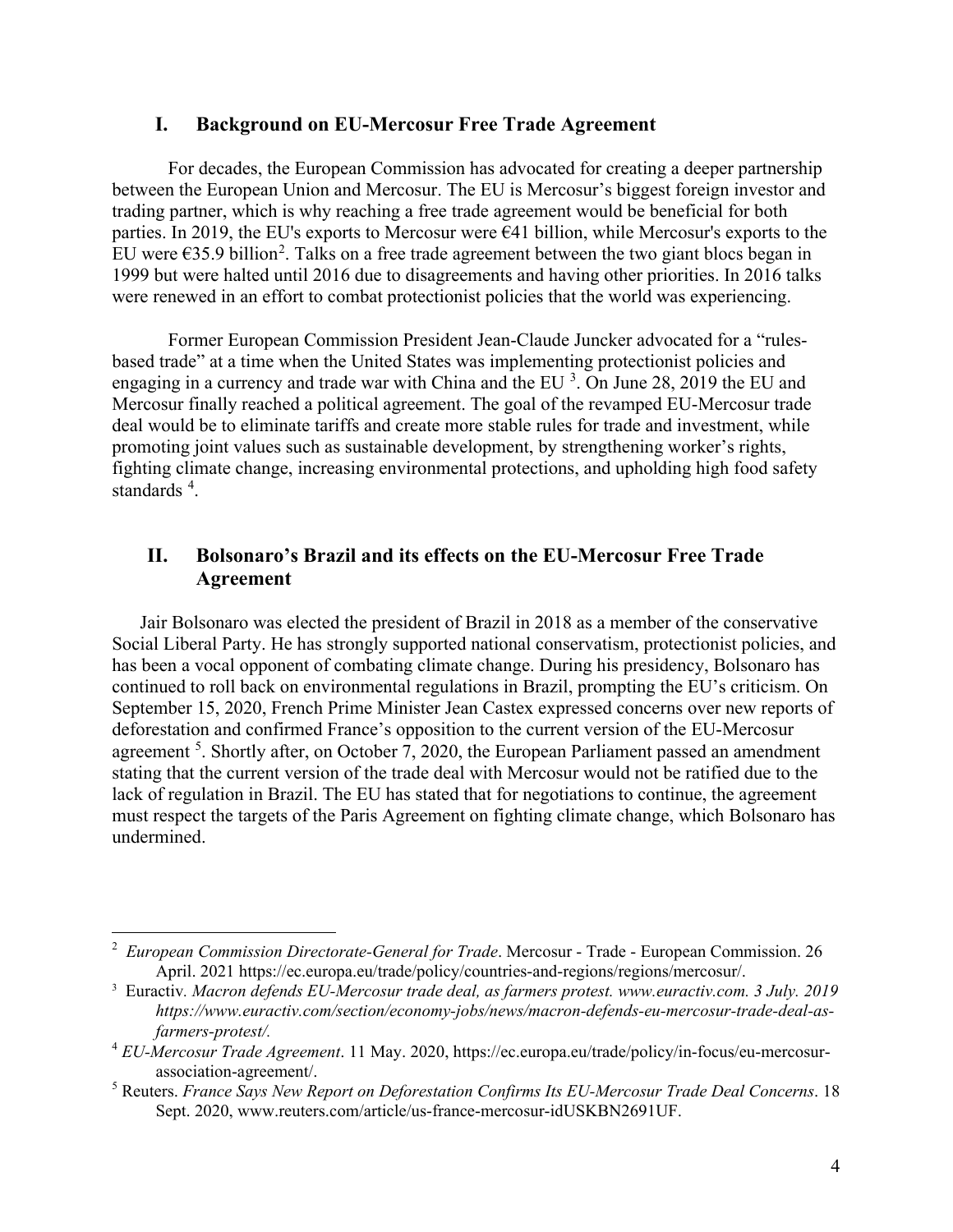## I. Background on EU-Mercosur Free Trade Agreement

For decades, the European Commission has advocated for creating a deeper partnership between the European Union and Mercosur. The EU is Mercosur's biggest foreign investor and trading partner, which is why reaching a free trade agreement would be beneficial for both parties. In 2019, the EU's exports to Mercosur were €41 billion, while Mercosur's exports to the EU were €35.9 billion[2]. Talks on a free trade agreement between the two giant blocs began in 1999 but were halted until 2016 due to disagreements and having other priorities. In 2016 talks were renewed in an effort to combat protectionist policies that the world was experiencing.

Former European Commission President Jean-Claude Juncker advocated for a "rules-based trade" at a time when the United States was implementing protectionist policies and engaging in a currency and trade war with China and the EU [3]. On June 28, 2019 the EU and Mercosur finally reached a political agreement. The goal of the revamped EU-Mercosur trade deal would be to eliminate tariffs and create more stable rules for trade and investment, while promoting joint values such as sustainable development, by strengthening worker's rights, fighting climate change, increasing environmental protections, and upholding high food safety standards [4].

## II. Bolsonaro's Brazil and its effects on the EU-Mercosur Free Trade Agreement

Jair Bolsonaro was elected the president of Brazil in 2018 as a member of the conservative Social Liberal Party. He has strongly supported national conservatism, protectionist policies, and has been a vocal opponent of combating climate change. During his presidency, Bolsonaro has continued to roll back on environmental regulations in Brazil, prompting the EU's criticism. On September 15, 2020, French Prime Minister Jean Castex expressed concerns over new reports of deforestation and confirmed France's opposition to the current version of the EU-Mercosur agreement [5]. Shortly after, on October 7, 2020, the European Parliament passed an amendment stating that the current version of the trade deal with Mercosur would not be ratified due to the lack of regulation in Brazil. The EU has stated that for negotiations to continue, the agreement must respect the targets of the Paris Agreement on fighting climate change, which Bolsonaro has undermined.

---

[2] *European Commission Directorate-General for Trade*. Mercosur - Trade - European Commission. 26 April. 2021 https://ec.europa.eu/trade/policy/countries-and-regions/regions/mercosur/.

[3] Euractiv. *Macron defends EU-Mercosur trade deal, as farmers protest. www.euractiv.com. 3 July. 2019 https://www.euractiv.com/section/economy-jobs/news/macron-defends-eu-mercosur-trade-deal-as-farmers-protest/.*

[4] *EU-Mercosur Trade Agreement*. 11 May. 2020, https://ec.europa.eu/trade/policy/in-focus/eu-mercosur-association-agreement/.

[5] Reuters. *France Says New Report on Deforestation Confirms Its EU-Mercosur Trade Deal Concerns*. 18 Sept. 2020, www.reuters.com/article/us-france-mercosur-idUSKBN2691UF.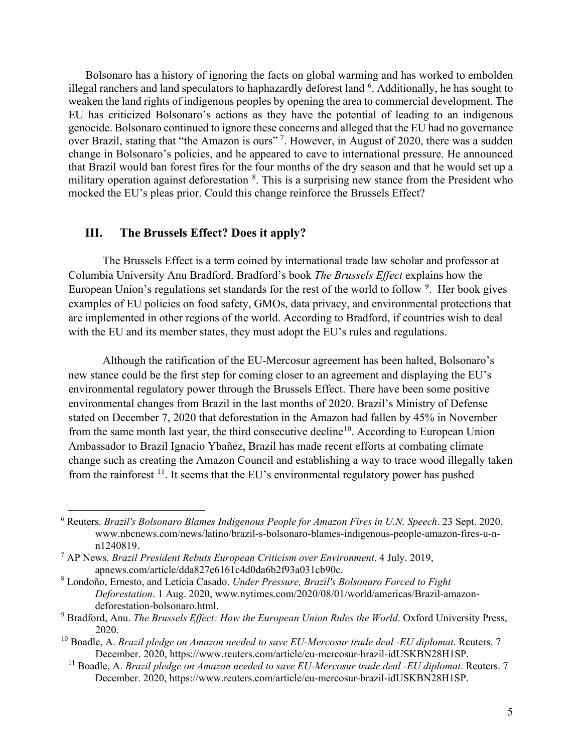Bolsonaro has a history of ignoring the facts on global warming and has worked to embolden illegal ranchers and land speculators to haphazardly deforest land [6]. Additionally, he has sought to weaken the land rights of indigenous peoples by opening the area to commercial development. The EU has criticized Bolsonaro's actions as they have the potential of leading to an indigenous genocide. Bolsonaro continued to ignore these concerns and alleged that the EU had no governance over Brazil, stating that "the Amazon is ours" [7]. However, in August of 2020, there was a sudden change in Bolsonaro's policies, and he appeared to cave to international pressure. He announced that Brazil would ban forest fires for the four months of the dry season and that he would set up a military operation against deforestation [8]. This is a surprising new stance from the President who mocked the EU's pleas prior. Could this change reinforce the Brussels Effect?

## III. The Brussels Effect? Does it apply?

The Brussels Effect is a term coined by international trade law scholar and professor at Columbia University Anu Bradford. Bradford's book *The Brussels Effect* explains how the European Union's regulations set standards for the rest of the world to follow [9]. Her book gives examples of EU policies on food safety, GMOs, data privacy, and environmental protections that are implemented in other regions of the world. According to Bradford, if countries wish to deal with the EU and its member states, they must adopt the EU's rules and regulations.

Although the ratification of the EU-Mercosur agreement has been halted, Bolsonaro's new stance could be the first step for coming closer to an agreement and displaying the EU's environmental regulatory power through the Brussels Effect. There have been some positive environmental changes from Brazil in the last months of 2020. Brazil's Ministry of Defense stated on December 7, 2020 that deforestation in the Amazon had fallen by 45% in November from the same month last year, the third consecutive decline[10]. According to European Union Ambassador to Brazil Ignacio Ybañez, Brazil has made recent efforts at combating climate change such as creating the Amazon Council and establishing a way to trace wood illegally taken from the rainforest [11]. It seems that the EU's environmental regulatory power has pushed

---

[6] Reuters. *Brazil's Bolsonaro Blames Indigenous People for Amazon Fires in U.N. Speech*. 23 Sept. 2020, www.nbcnews.com/news/latino/brazil-s-bolsonaro-blames-indigenous-people-amazon-fires-u-n-n1240819.

[7] AP News. *Brazil President Rebuts European Criticism over Environment*. 4 July. 2019, apnews.com/article/dda827e6161c4d0da6b2f93a031cb90c.

[8] Londoño, Ernesto, and Letícia Casado. *Under Pressure, Brazil's Bolsonaro Forced to Fight Deforestation*. 1 Aug. 2020, www.nytimes.com/2020/08/01/world/americas/Brazil-amazon-deforestation-bolsonaro.html.

[9] Bradford, Anu. *The Brussels Effect: How the European Union Rules the World*. Oxford University Press, 2020.

[10] Boadle, A. *Brazil pledge on Amazon needed to save EU-Mercosur trade deal -EU diplomat*. Reuters. 7 December. 2020, https://www.reuters.com/article/eu-mercosur-brazil-idUSKBN28H1SP.

[11] Boadle, A. *Brazil pledge on Amazon needed to save EU-Mercosur trade deal -EU diplomat*. Reuters. 7 December. 2020, https://www.reuters.com/article/eu-mercosur-brazil-idUSKBN28H1SP.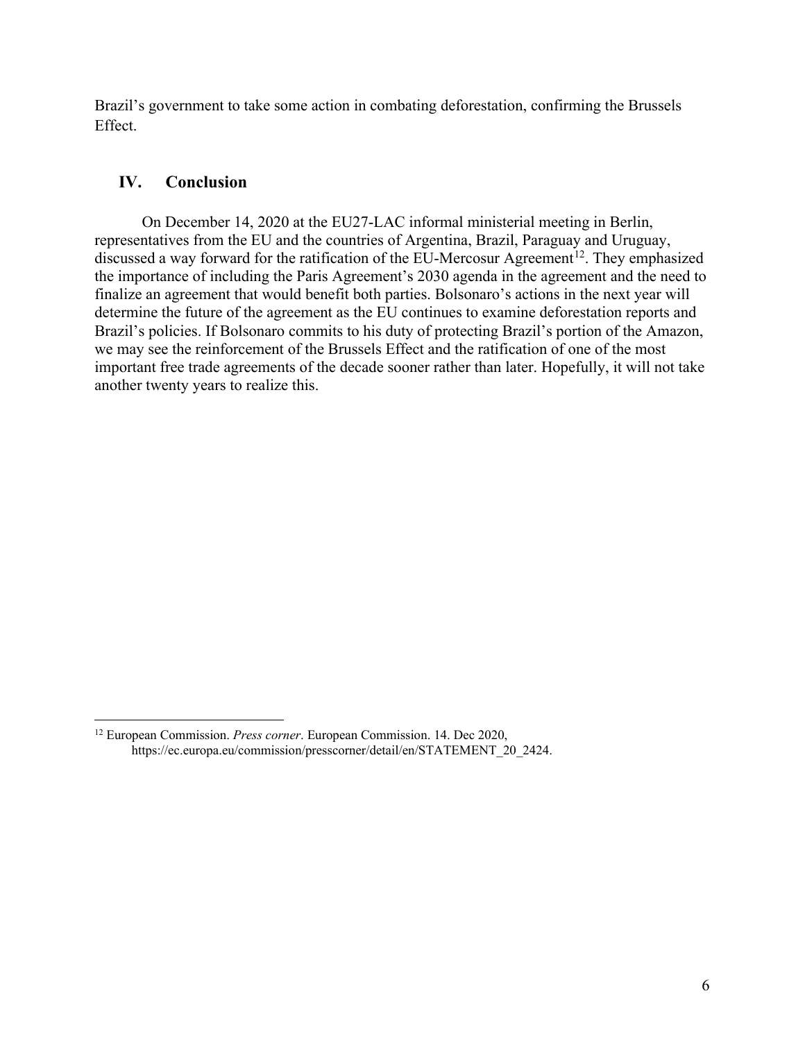Brazil's government to take some action in combating deforestation, confirming the Brussels Effect.

## IV. Conclusion

On December 14, 2020 at the EU27-LAC informal ministerial meeting in Berlin, representatives from the EU and the countries of Argentina, Brazil, Paraguay and Uruguay, discussed a way forward for the ratification of the EU-Mercosur Agreement[12]. They emphasized the importance of including the Paris Agreement's 2030 agenda in the agreement and the need to finalize an agreement that would benefit both parties. Bolsonaro's actions in the next year will determine the future of the agreement as the EU continues to examine deforestation reports and Brazil's policies. If Bolsonaro commits to his duty of protecting Brazil's portion of the Amazon, we may see the reinforcement of the Brussels Effect and the ratification of one of the most important free trade agreements of the decade sooner rather than later. Hopefully, it will not take another twenty years to realize this.

---

[12] European Commission. *Press corner*. European Commission. 14. Dec 2020, https://ec.europa.eu/commission/presscorner/detail/en/STATEMENT_20_2424.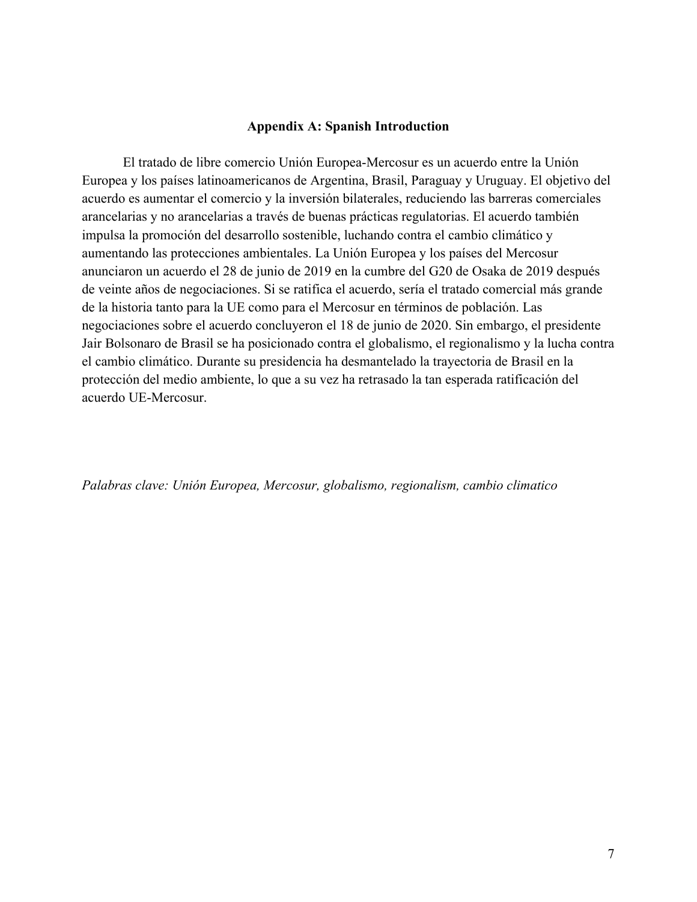## Appendix A: Spanish Introduction

El tratado de libre comercio Unión Europea-Mercosur es un acuerdo entre la Unión Europea y los países latinoamericanos de Argentina, Brasil, Paraguay y Uruguay. El objetivo del acuerdo es aumentar el comercio y la inversión bilaterales, reduciendo las barreras comerciales arancelarias y no arancelarias a través de buenas prácticas regulatorias. El acuerdo también impulsa la promoción del desarrollo sostenible, luchando contra el cambio climático y aumentando las protecciones ambientales. La Unión Europea y los países del Mercosur anunciaron un acuerdo el 28 de junio de 2019 en la cumbre del G20 de Osaka de 2019 después de veinte años de negociaciones. Si se ratifica el acuerdo, sería el tratado comercial más grande de la historia tanto para la UE como para el Mercosur en términos de población. Las negociaciones sobre el acuerdo concluyeron el 18 de junio de 2020. Sin embargo, el presidente Jair Bolsonaro de Brasil se ha posicionado contra el globalismo, el regionalismo y la lucha contra el cambio climático. Durante su presidencia ha desmantelado la trayectoria de Brasil en la protección del medio ambiente, lo que a su vez ha retrasado la tan esperada ratificación del acuerdo UE-Mercosur.

*Palabras clave: Unión Europea, Mercosur, globalismo, regionalism, cambio climatico*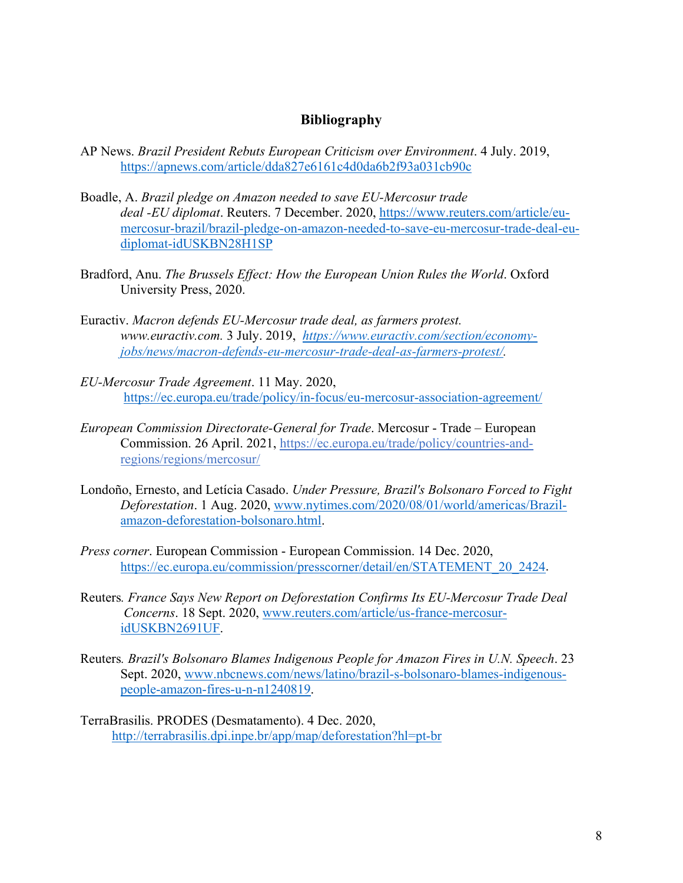# Bibliography

AP News. *Brazil President Rebuts European Criticism over Environment*. 4 July. 2019, https://apnews.com/article/dda827e6161c4d0da6b2f93a031cb90c

Boadle, A. *Brazil pledge on Amazon needed to save EU-Mercosur trade deal -EU diplomat*. Reuters. 7 December. 2020, https://www.reuters.com/article/eu-mercosur-brazil/brazil-pledge-on-amazon-needed-to-save-eu-mercosur-trade-deal-eu-diplomat-idUSKBN28H1SP

Bradford, Anu. *The Brussels Effect: How the European Union Rules the World*. Oxford University Press, 2020.

Euractiv. *Macron defends EU-Mercosur trade deal, as farmers protest. www.euractiv.com.* 3 July. 2019, *https://www.euractiv.com/section/economy-jobs/news/macron-defends-eu-mercosur-trade-deal-as-farmers-protest/*.

*EU-Mercosur Trade Agreement*. 11 May. 2020, https://ec.europa.eu/trade/policy/in-focus/eu-mercosur-association-agreement/

*European Commission Directorate-General for Trade*. Mercosur - Trade – European Commission. 26 April. 2021, https://ec.europa.eu/trade/policy/countries-and-regions/regions/mercosur/

Londoño, Ernesto, and Letícia Casado. *Under Pressure, Brazil's Bolsonaro Forced to Fight Deforestation*. 1 Aug. 2020, www.nytimes.com/2020/08/01/world/americas/Brazil-amazon-deforestation-bolsonaro.html.

*Press corner*. European Commission - European Commission. 14 Dec. 2020, https://ec.europa.eu/commission/presscorner/detail/en/STATEMENT_20_2424.

Reuters*. France Says New Report on Deforestation Confirms Its EU-Mercosur Trade Deal Concerns*. 18 Sept. 2020, www.reuters.com/article/us-france-mercosur-idUSKBN2691UF.

Reuters*. Brazil's Bolsonaro Blames Indigenous People for Amazon Fires in U.N. Speech*. 23 Sept. 2020, www.nbcnews.com/news/latino/brazil-s-bolsonaro-blames-indigenous-people-amazon-fires-u-n-n1240819.

TerraBrasilis. PRODES (Desmatamento). 4 Dec. 2020, http://terrabrasilis.dpi.inpe.br/app/map/deforestation?hl=pt-br